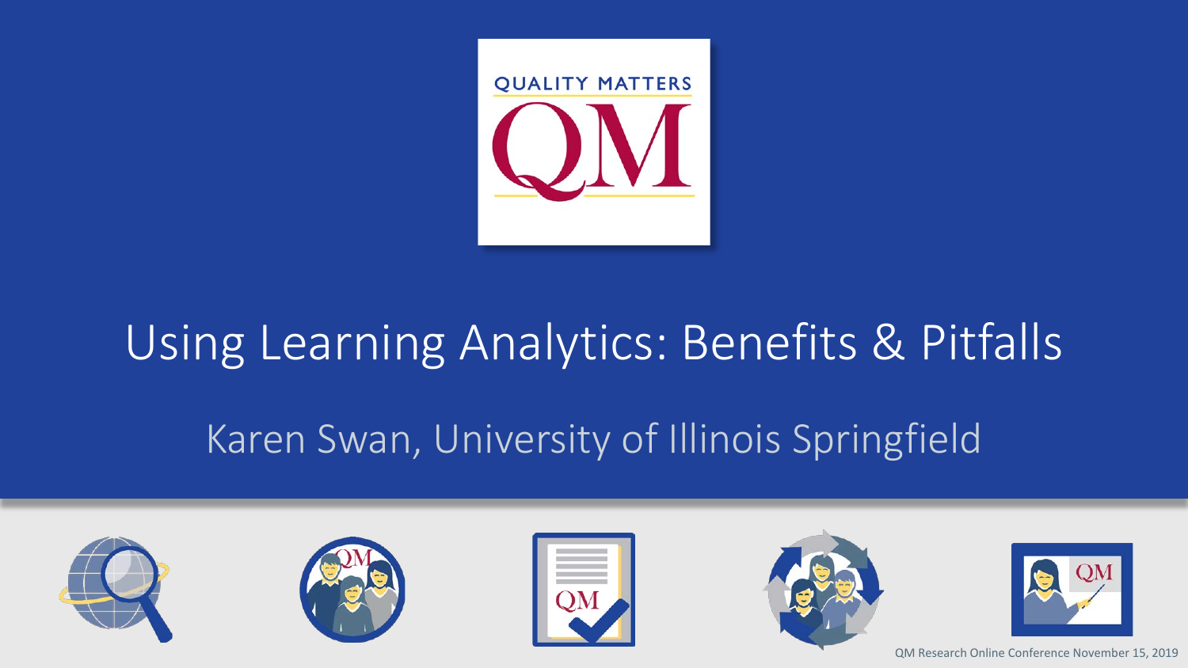QUALITY MATTERS

QM

# Using Learning Analytics: Benefits & Pitfalls

## Karen Swan, University of Illinois Springfield

QM Research Online Conference November 15, 2019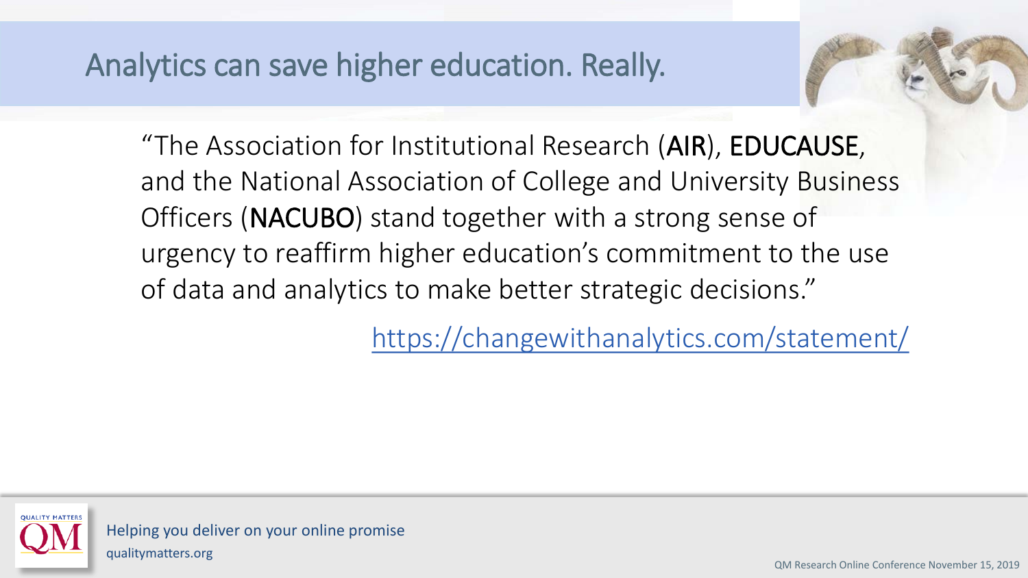# Analytics can save higher education. Really.

"The Association for Institutional Research (**AIR**), **EDUCAUSE**, and the National Association of College and University Business Officers (**NACUBO**) stand together with a strong sense of urgency to reaffirm higher education's commitment to the use of data and analytics to make better strategic decisions."

https://changewithanalytics.com/statement/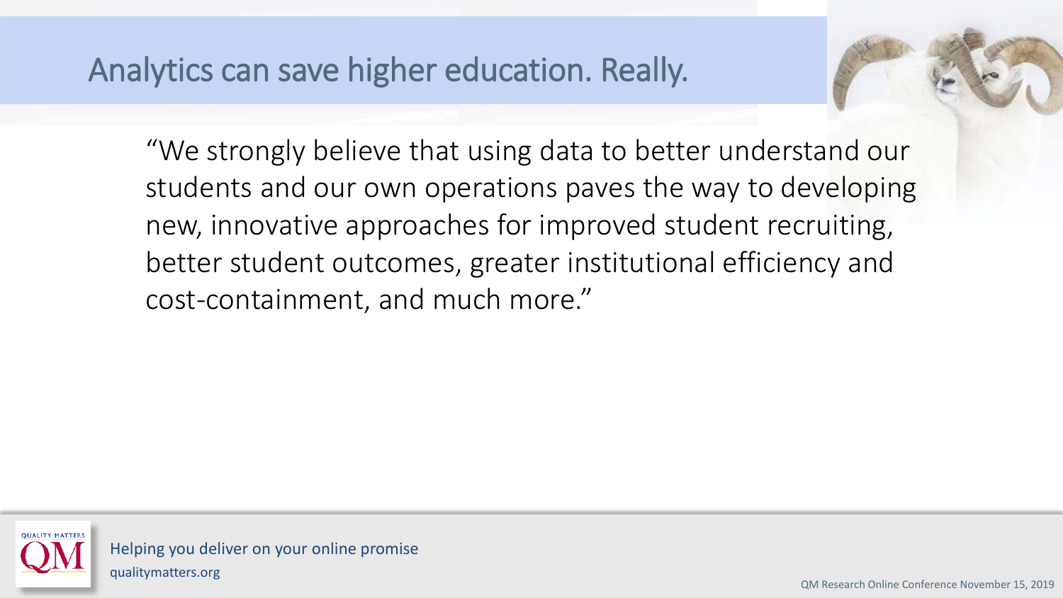# Analytics can save higher education. Really.

"We strongly believe that using data to better understand our students and our own operations paves the way to developing new, innovative approaches for improved student recruiting, better student outcomes, greater institutional efficiency and cost-containment, and much more."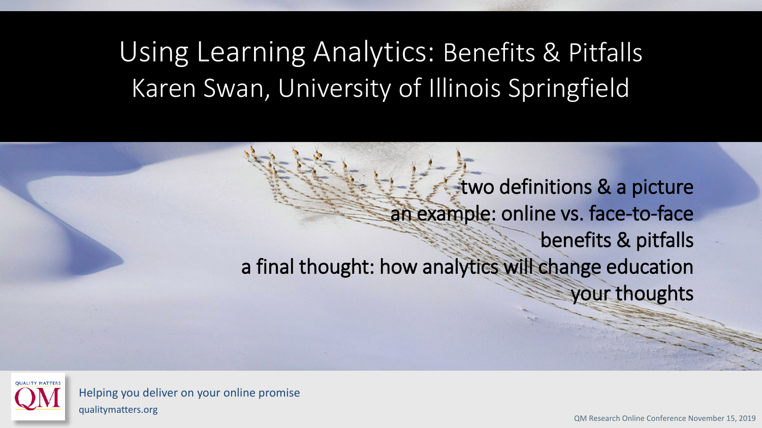# Using Learning Analytics: Benefits & Pitfalls

## Karen Swan, University of Illinois Springfield

two definitions & a picture

an example: online vs. face-to-face

benefits & pitfalls

a final thought: how analytics will change education

your thoughts

Helping you deliver on your online promise

qualitymatters.org

QM Research Online Conference November 15, 2019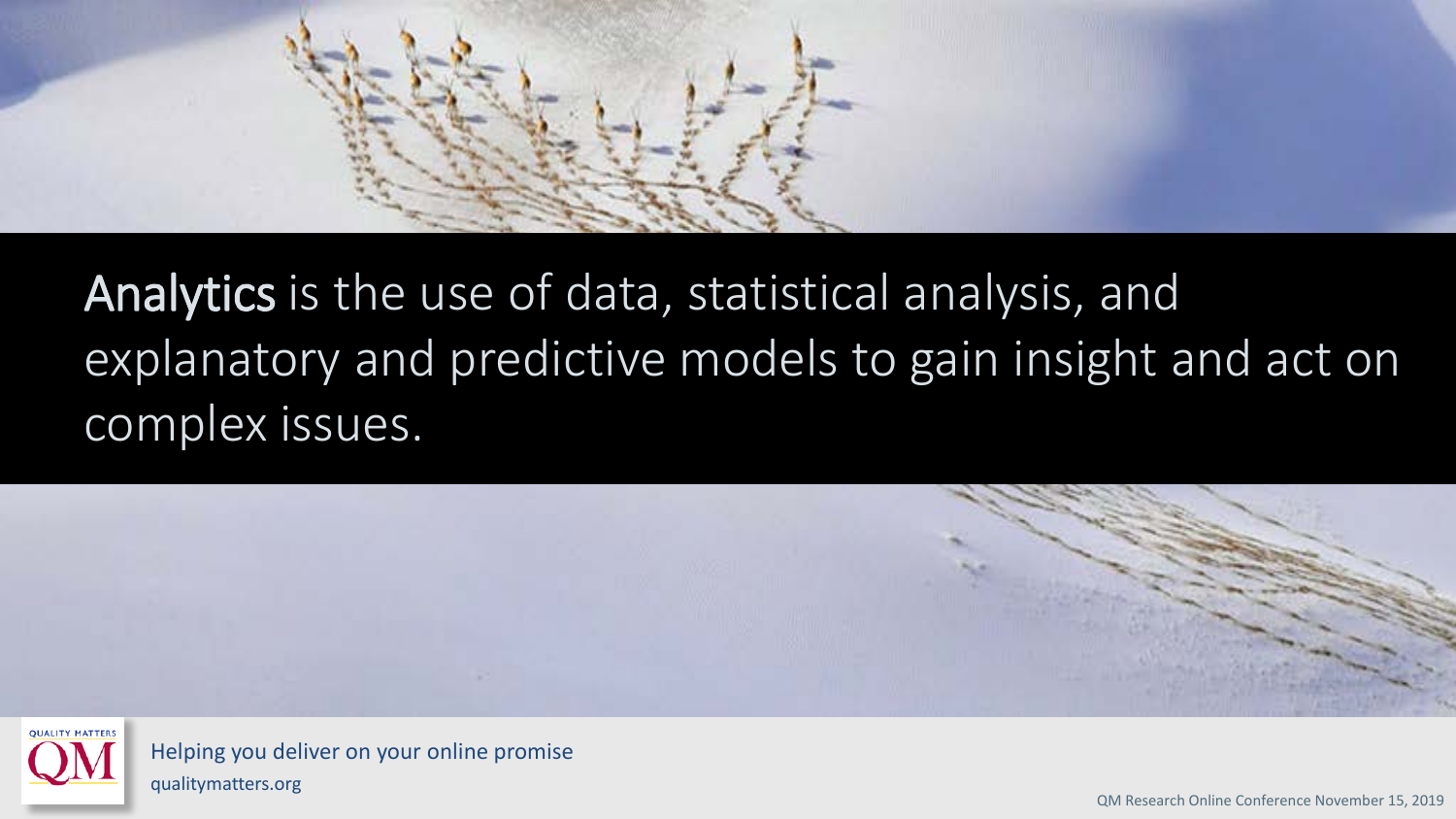**Analytics** is the use of data, statistical analysis, and explanatory and predictive models to gain insight and act on complex issues.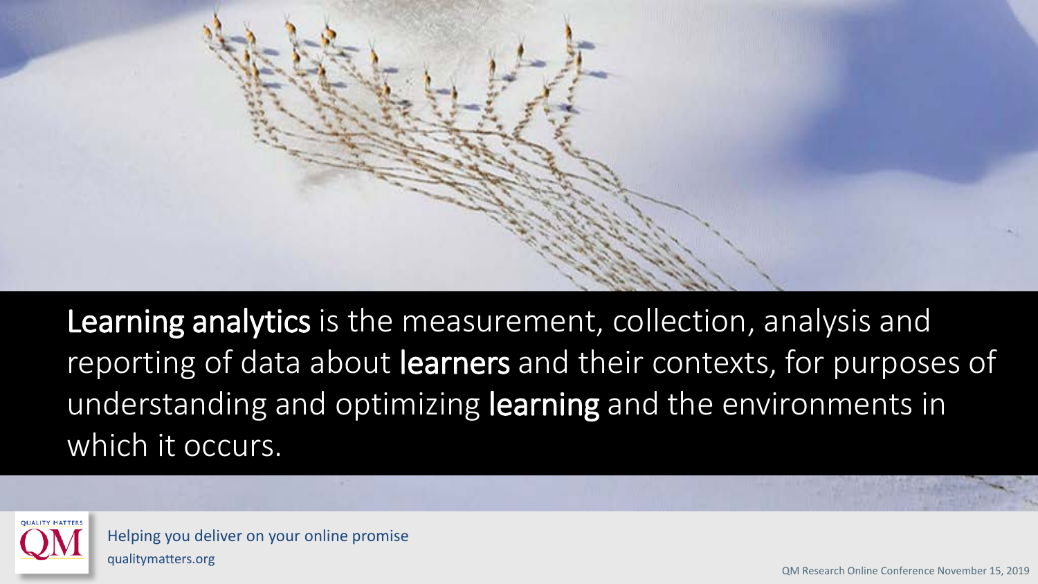**Learning analytics** is the measurement, collection, analysis and reporting of data about **learners** and their contexts, for purposes of understanding and optimizing **learning** and the environments in which it occurs.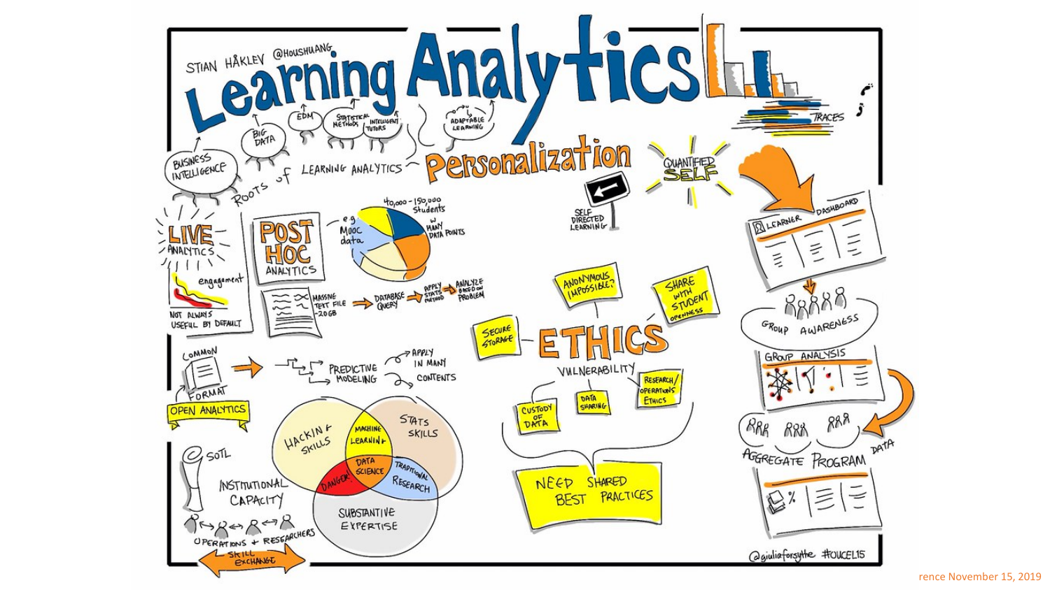# Learning Analytics

STIAN HÅKLEV @HOUSHUANG

## Roots of Learning Analytics

- Business Intelligence
- Big Data
- EDM
- Statistical Methods
- Intelligent Tutors
- Adaptable Learning

## Personalization

- Quantified Self
- Self Directed Learning
- Traces

## Live Analytics

- engagement
- Not always useful by default

## Post Hoc Analytics

- e.g. MOOC data
- 40,000 - 150,000 students w many data points
- Massive text file ~20GB → Database query → Apply stats method → Analyze based on problem

## Open Analytics

- Common Format → Predictive Modeling → Apply in many contents

## Data Science

- Hacking Skills
- Stats Skills
- Substantive Expertise
- Machine Learning
- Traditional Research
- Danger!
- Data Science

## Institutional Capacity

- SOTL
- Operations + Researchers
- Skill Exchange

## Ethics

- Anonymous impossible?
- Share with student (openness)
- Secure Storage
- Vulnerability
- Research/Operations Ethics
- Custody of Data
- Data Sharing
- Need shared best practices

## Learner Dashboard

- Learner
- Dashboard
- Group Awareness
- Group Analysis
- Aggregate Program Data

@giuliaforsythe #OUCEL15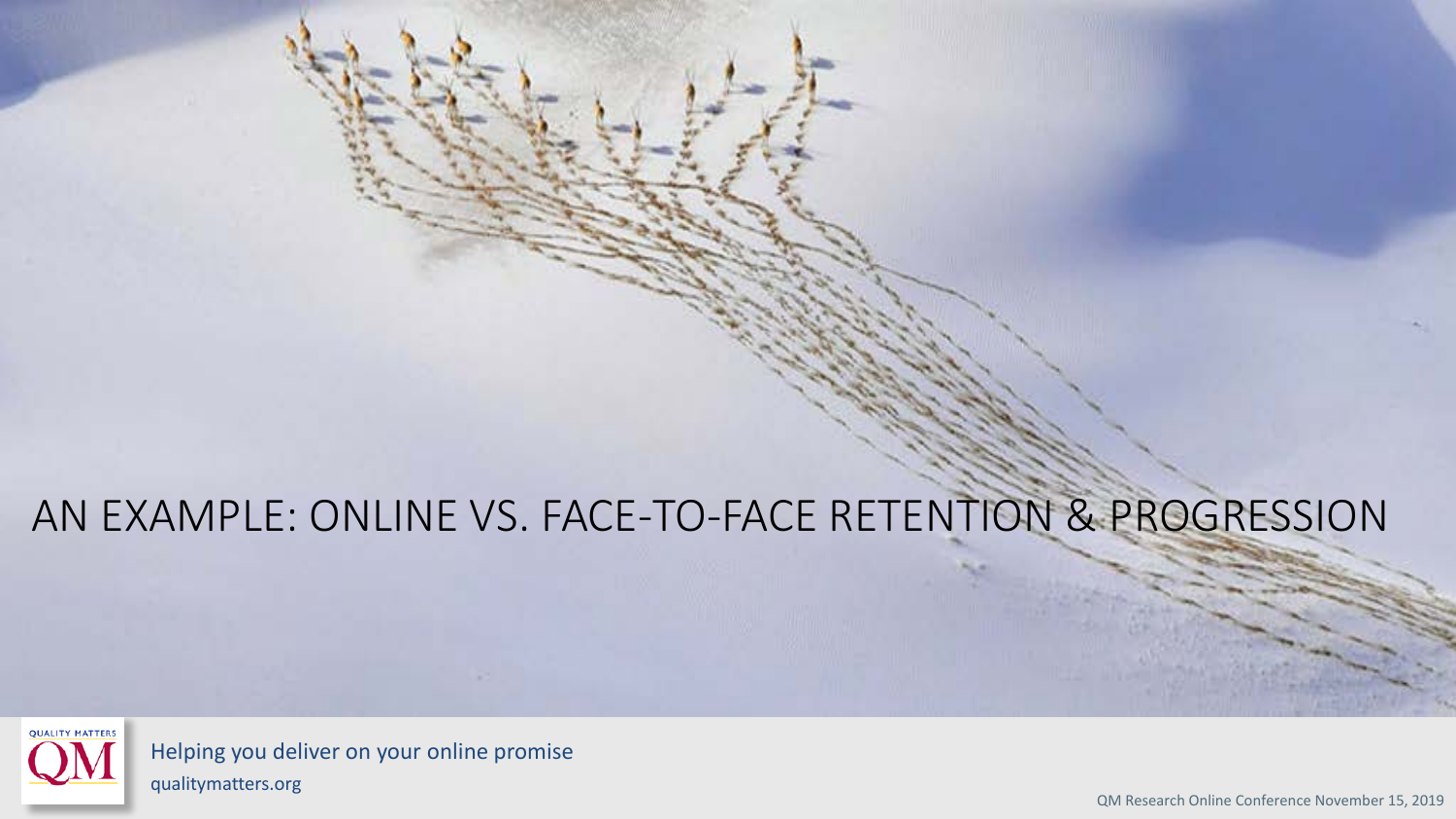# AN EXAMPLE: ONLINE VS. FACE-TO-FACE RETENTION & PROGRESSION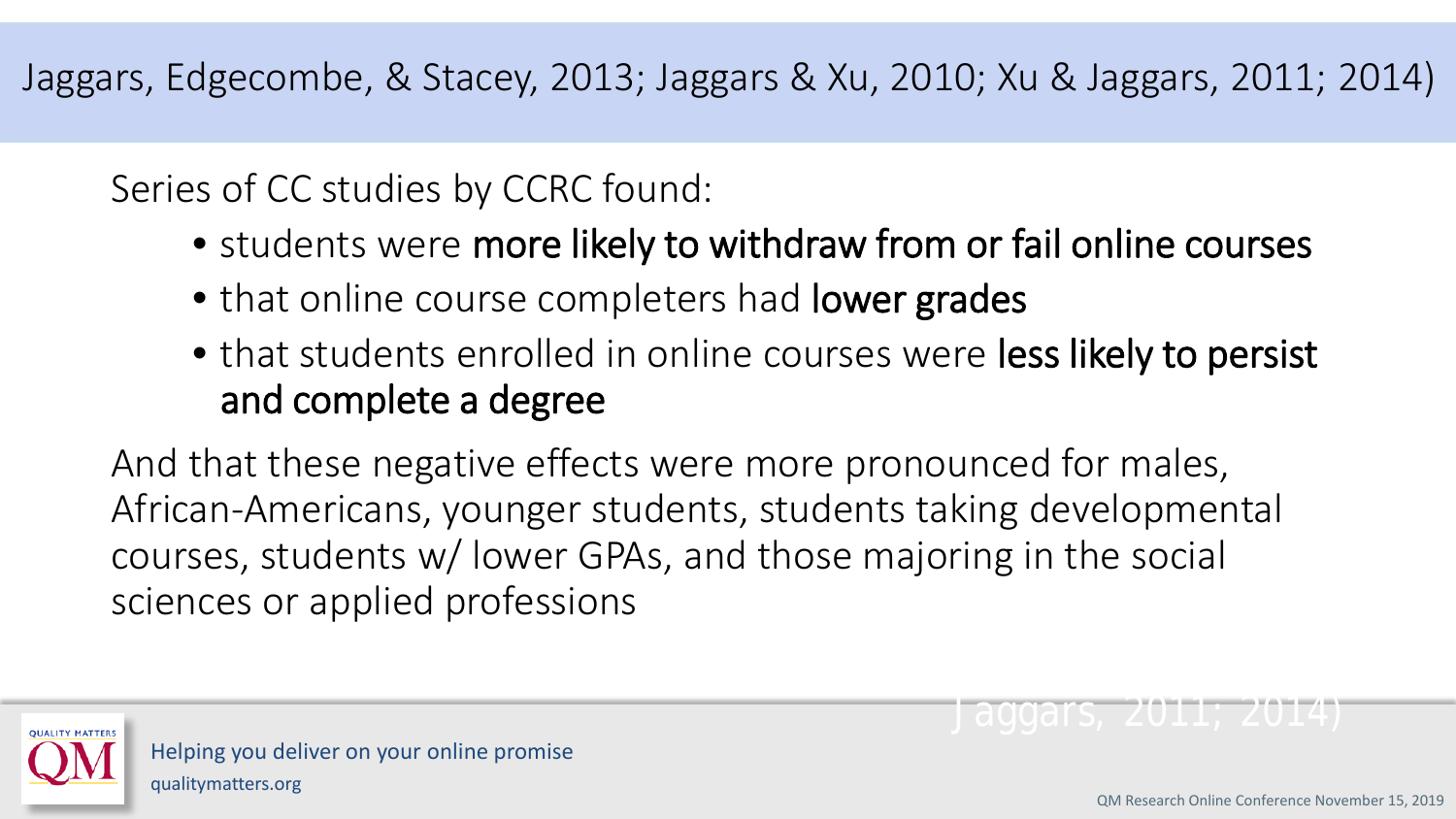# Jaggars, Edgecombe, & Stacey, 2013; Jaggars & Xu, 2010; Xu & Jaggars, 2011; 2014)

Series of CC studies by CCRC found:

- students were **more likely to withdraw from or fail online courses**
- that online course completers had **lower grades**
- that students enrolled in online courses were **less likely to persist and complete a degree**

And that these negative effects were more pronounced for males, African-Americans, younger students, students taking developmental courses, students w/ lower GPAs, and those majoring in the social sciences or applied professions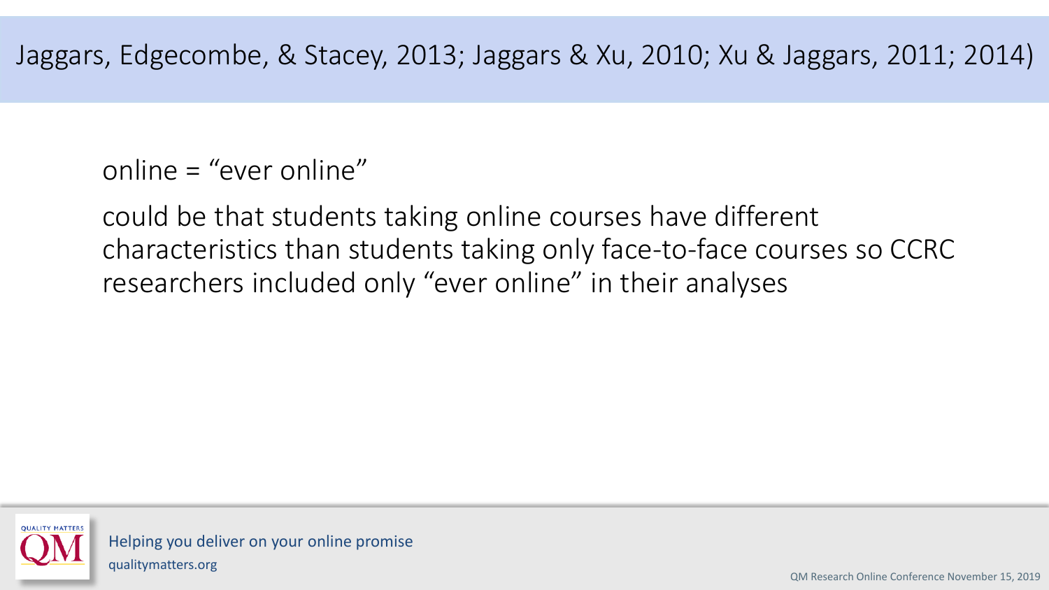## Jaggars, Edgecombe, & Stacey, 2013; Jaggars & Xu, 2010; Xu & Jaggars, 2011; 2014)

online = "ever online"

could be that students taking online courses have different characteristics than students taking only face-to-face courses so CCRC researchers included only "ever online" in their analyses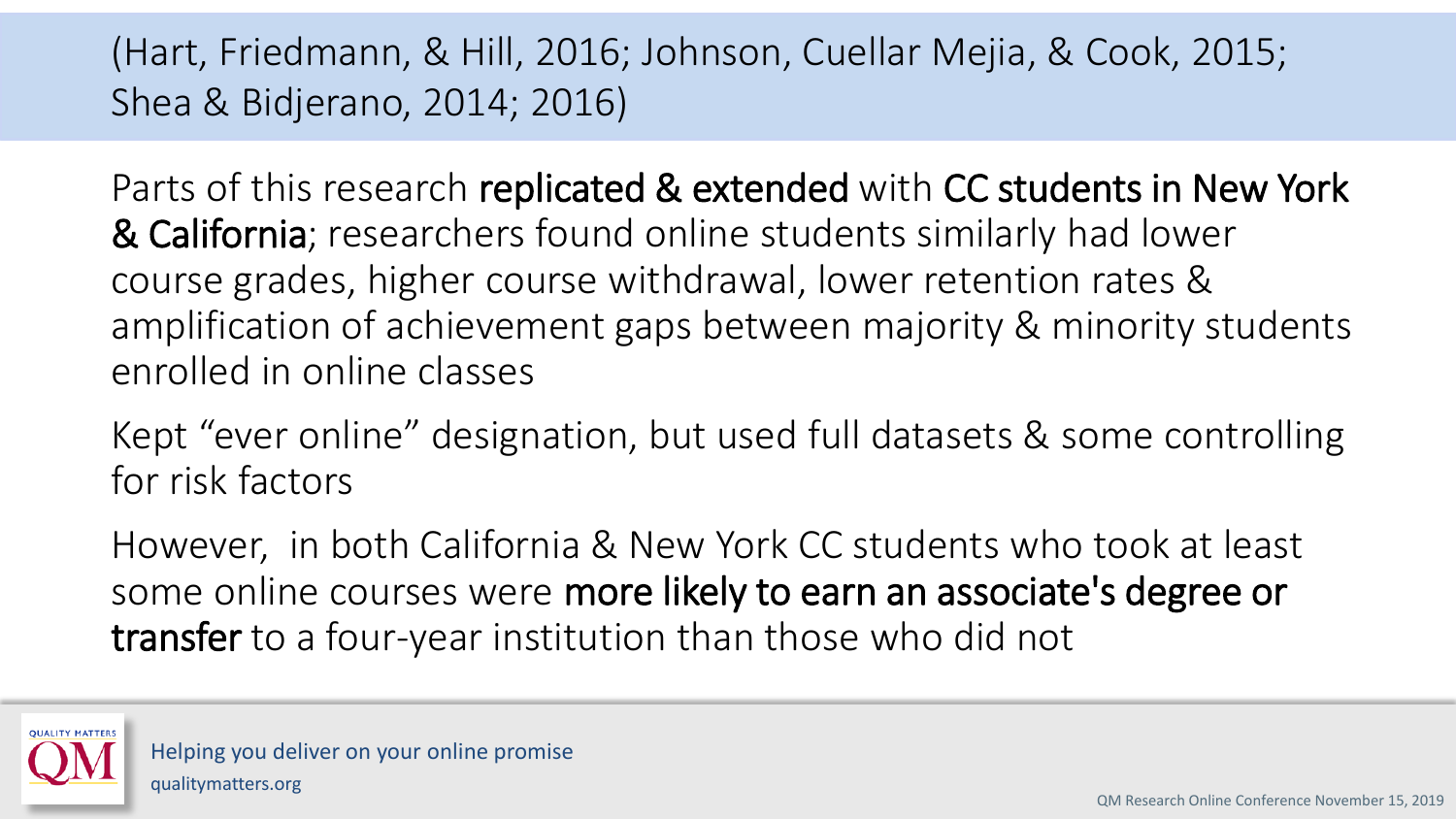## (Hart, Friedmann, & Hill, 2016; Johnson, Cuellar Mejia, & Cook, 2015; Shea & Bidjerano, 2014; 2016)

Parts of this research **replicated & extended** with **CC students in New York & California**; researchers found online students similarly had lower course grades, higher course withdrawal, lower retention rates & amplification of achievement gaps between majority & minority students enrolled in online classes

Kept "ever online" designation, but used full datasets & some controlling for risk factors

However, in both California & New York CC students who took at least some online courses were **more likely to earn an associate's degree or transfer** to a four-year institution than those who did not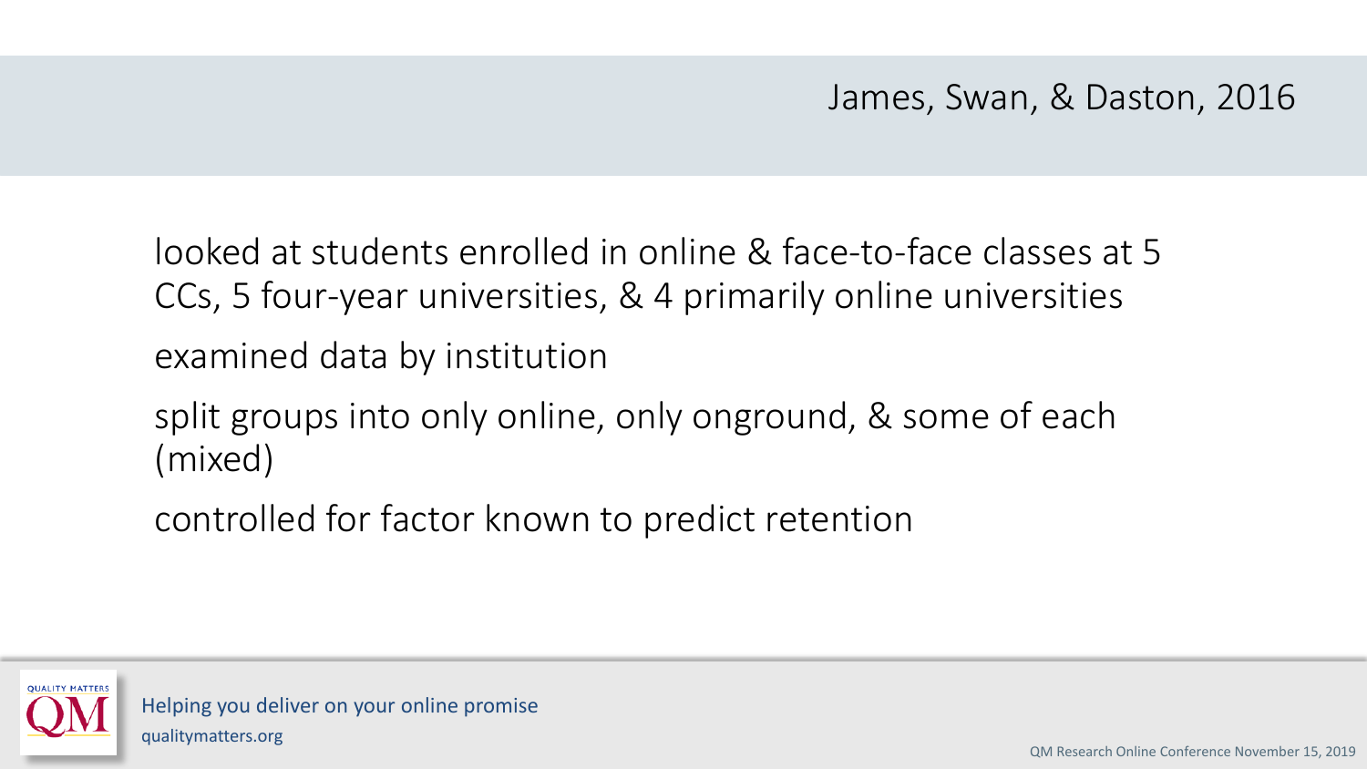## James, Swan, & Daston, 2016

looked at students enrolled in online & face-to-face classes at 5 CCs, 5 four-year universities, & 4 primarily online universities

examined data by institution

split groups into only online, only onground, & some of each (mixed)

controlled for factor known to predict retention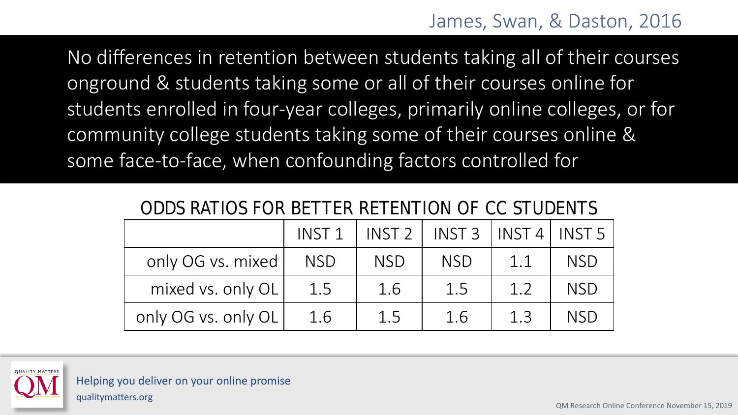James, Swan, & Daston, 2016

No differences in retention between students taking all of their courses onground & students taking some or all of their courses online for students enrolled in four-year colleges, primarily online colleges, or for community college students taking some of their courses online & some face-to-face, when confounding factors controlled for

ODDS RATIOS FOR BETTER RETENTION OF CC STUDENTS

| | INST 1 | INST 2 | INST 3 | INST 4 | INST 5 |
|---|---|---|---|---|---|
| only OG vs. mixed | NSD | NSD | NSD | 1.1 | NSD |
| mixed vs. only OL | 1.5 | 1.6 | 1.5 | 1.2 | NSD |
| only OG vs. only OL | 1.6 | 1.5 | 1.6 | 1.3 | NSD |

Helping you deliver on your online promise
qualitymatters.org

QM Research Online Conference November 15, 2019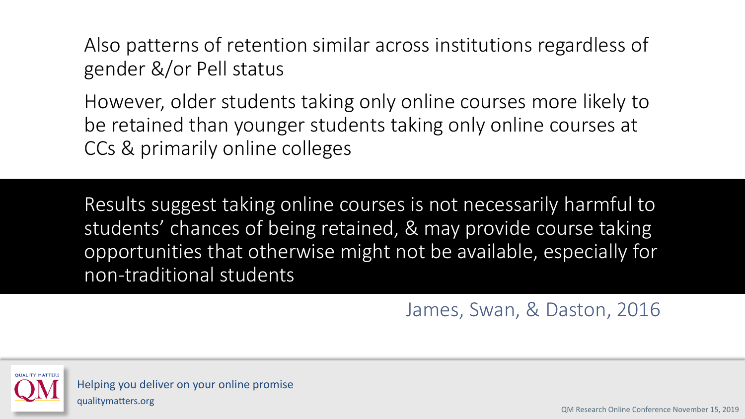Also patterns of retention similar across institutions regardless of gender &/or Pell status

However, older students taking only online courses more likely to be retained than younger students taking only online courses at CCs & primarily online colleges

Results suggest taking online courses is not necessarily harmful to students' chances of being retained, & may provide course taking opportunities that otherwise might not be available, especially for non-traditional students

James, Swan, & Daston, 2016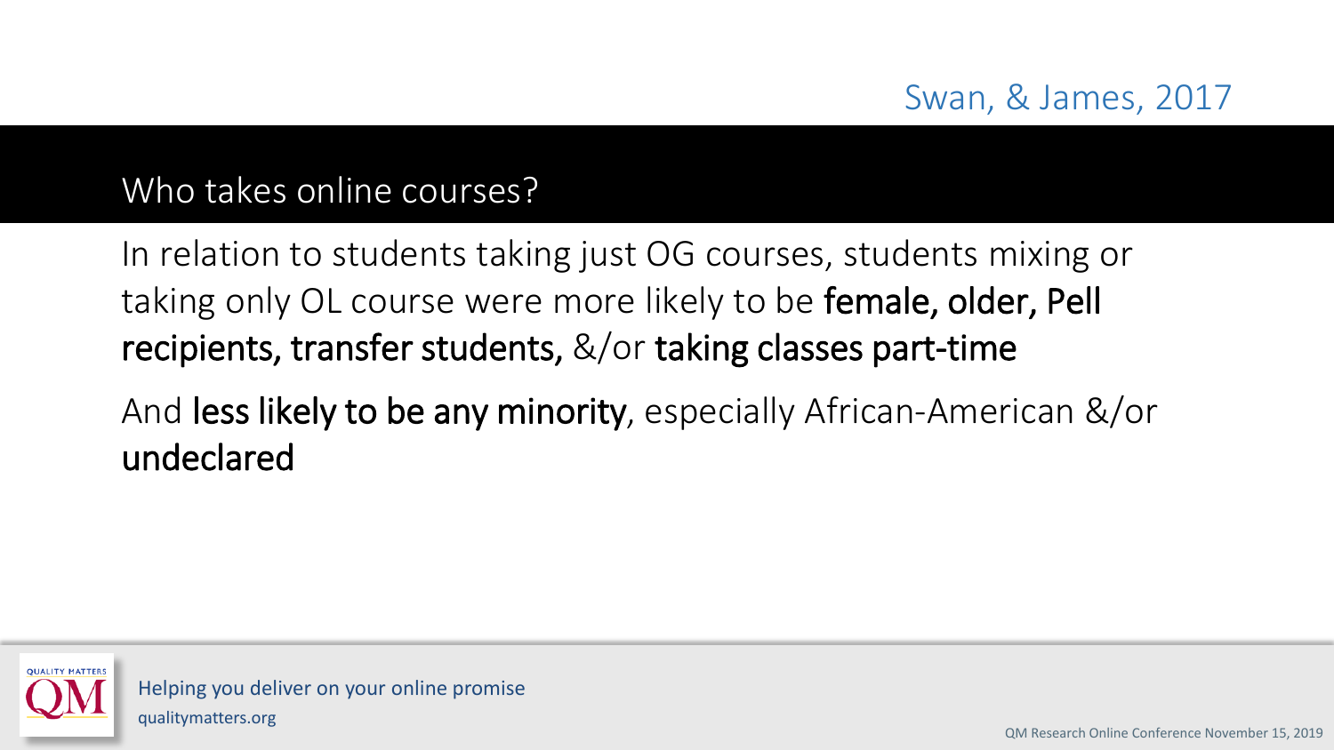Swan, & James, 2017

## Who takes online courses?

In relation to students taking just OG courses, students mixing or taking only OL course were more likely to be **female, older, Pell recipients, transfer students,** &/or **taking classes part-time**

And **less likely to be any minority**, especially African-American &/or **undeclared**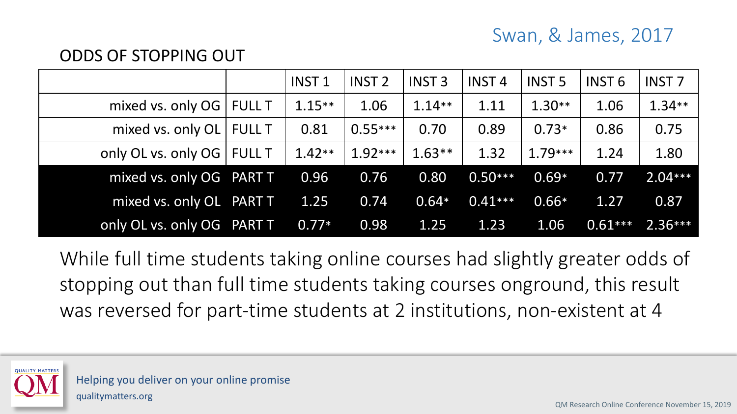Swan, & James, 2017

## ODDS OF STOPPING OUT

| | | INST 1 | INST 2 | INST 3 | INST 4 | INST 5 | INST 6 | INST 7 |
|---|---|---|---|---|---|---|---|---|
| mixed vs. only OG | FULL T | 1.15** | 1.06 | 1.14** | 1.11 | 1.30** | 1.06 | 1.34** |
| mixed vs. only OL | FULL T | 0.81 | 0.55*** | 0.70 | 0.89 | 0.73* | 0.86 | 0.75 |
| only OL vs. only OG | FULL T | 1.42** | 1.92*** | 1.63** | 1.32 | 1.79*** | 1.24 | 1.80 |
| mixed vs. only OG | PART T | 0.96 | 0.76 | 0.80 | 0.50*** | 0.69* | 0.77 | 2.04*** |
| mixed vs. only OL | PART T | 1.25 | 0.74 | 0.64* | 0.41*** | 0.66* | 1.27 | 0.87 |
| only OL vs. only OG | PART T | 0.77* | 0.98 | 1.25 | 1.23 | 1.06 | 0.61*** | 2.36*** |

While full time students taking online courses had slightly greater odds of stopping out than full time students taking courses onground, this result was reversed for part-time students at 2 institutions, non-existent at 4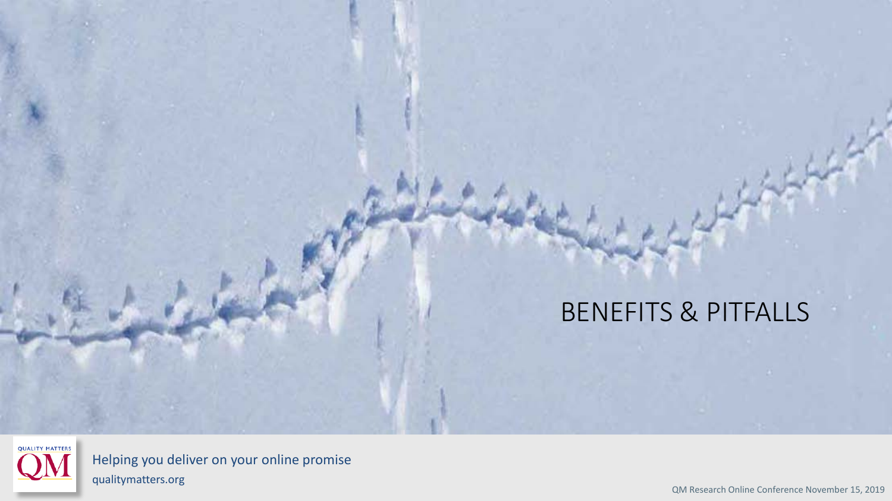# BENEFITS & PITFALLS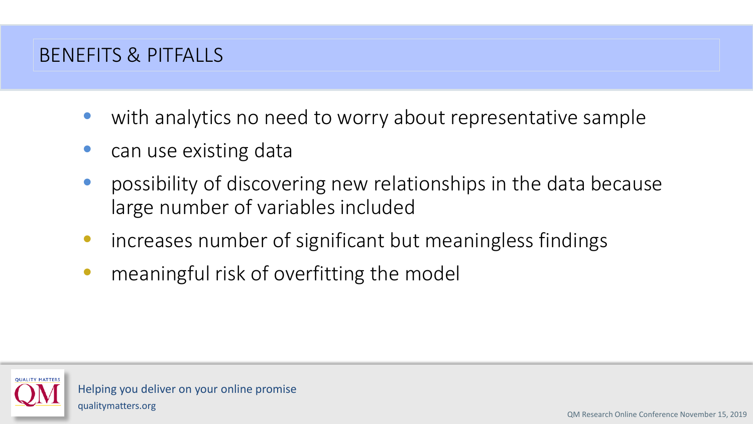# BENEFITS & PITFALLS

- with analytics no need to worry about representative sample
- can use existing data
- possibility of discovering new relationships in the data because large number of variables included
- increases number of significant but meaningless findings
- meaningful risk of overfitting the model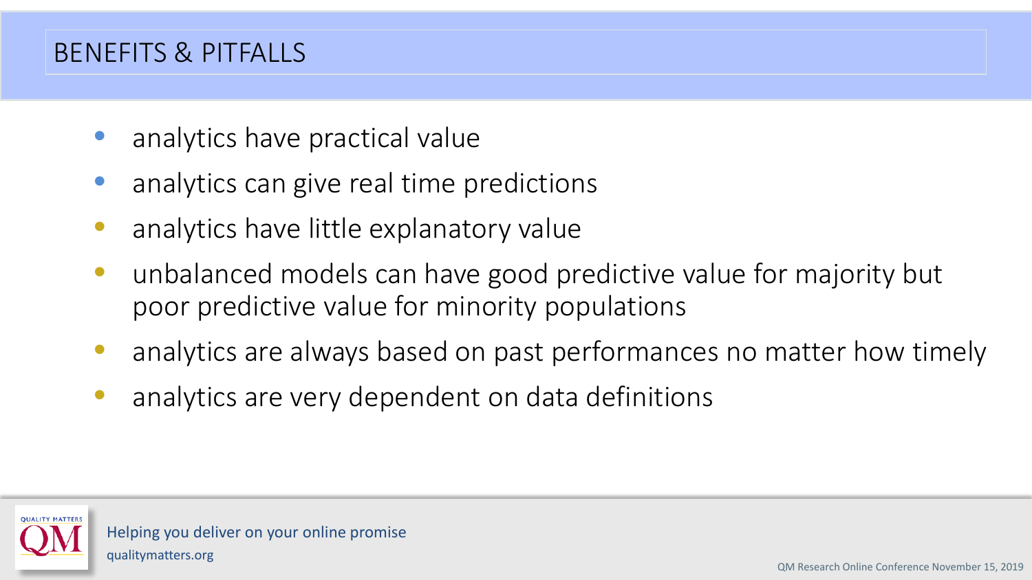# BENEFITS & PITFALLS

- analytics have practical value
- analytics can give real time predictions
- analytics have little explanatory value
- unbalanced models can have good predictive value for majority but poor predictive value for minority populations
- analytics are always based on past performances no matter how timely
- analytics are very dependent on data definitions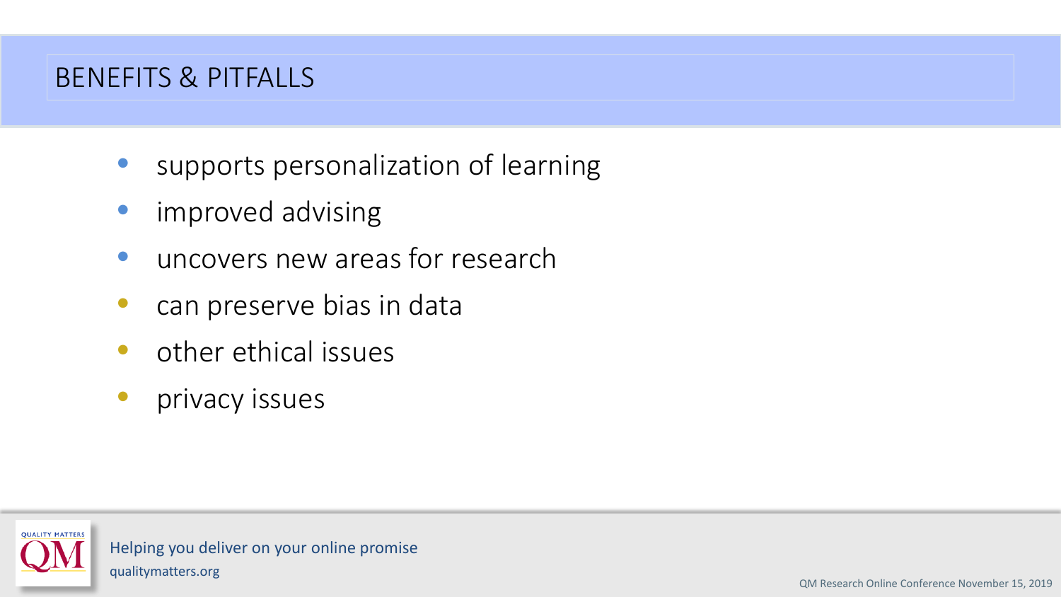# BENEFITS & PITFALLS

- supports personalization of learning
- improved advising
- uncovers new areas for research
- can preserve bias in data
- other ethical issues
- privacy issues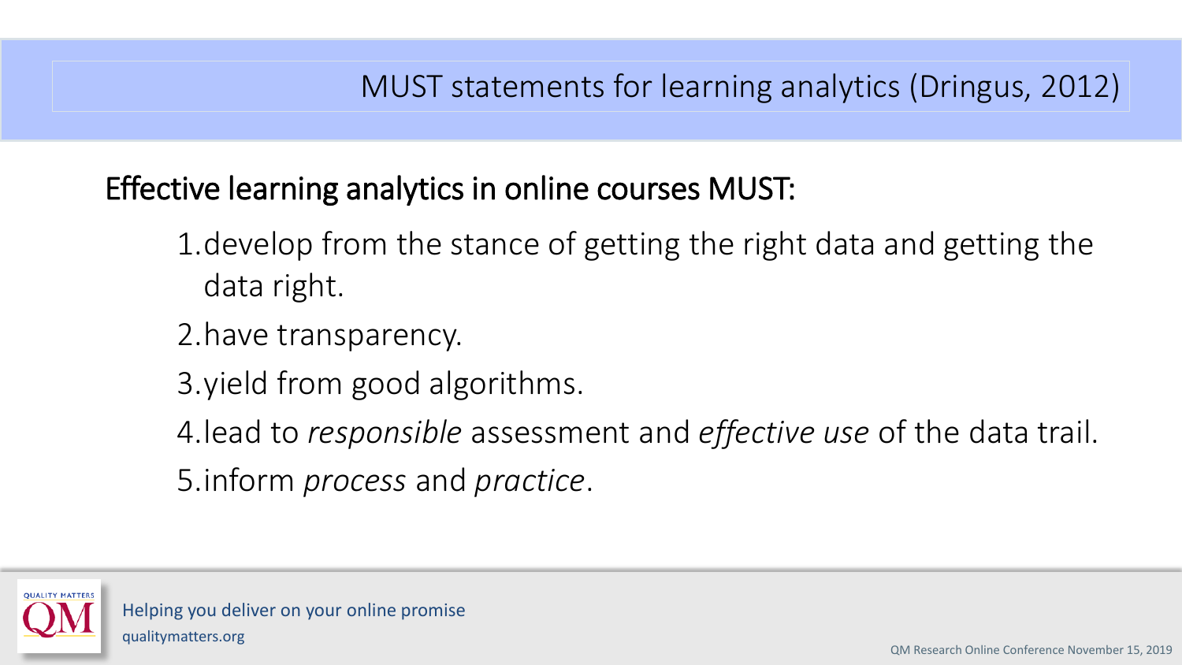# MUST statements for learning analytics (Dringus, 2012)

Effective learning analytics in online courses MUST:

1. develop from the stance of getting the right data and getting the data right.
2. have transparency.
3. yield from good algorithms.
4. lead to *responsible* assessment and *effective use* of the data trail.
5. inform *process* and *practice*.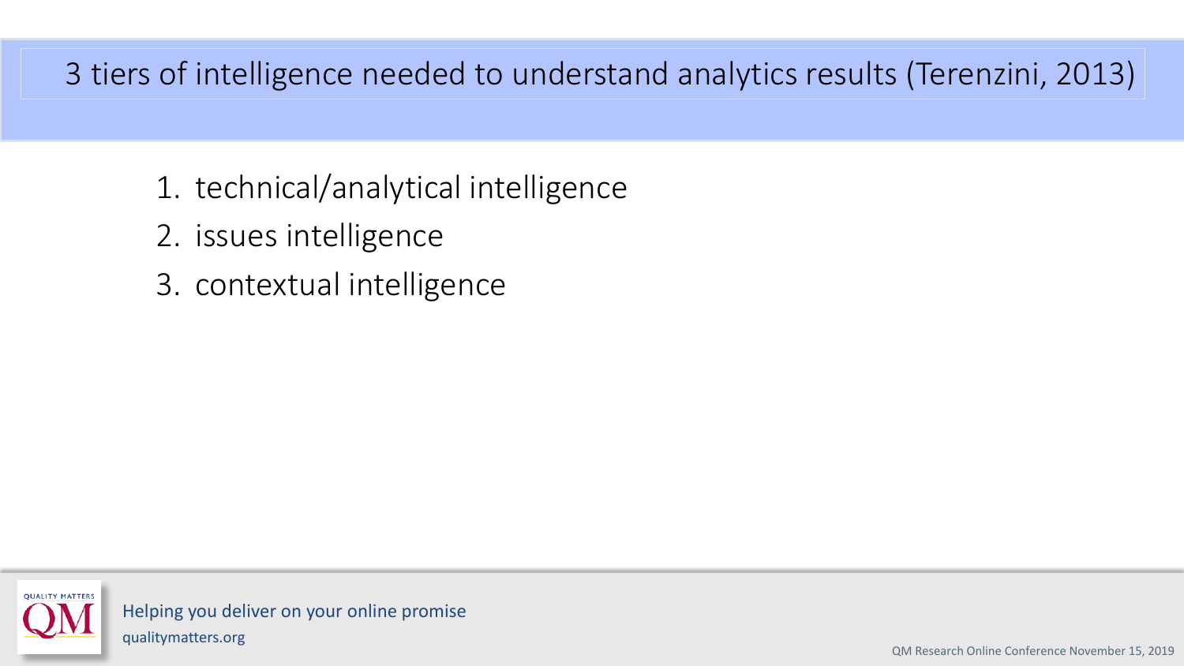# 3 tiers of intelligence needed to understand analytics results (Terenzini, 2013)

1. technical/analytical intelligence
2. issues intelligence
3. contextual intelligence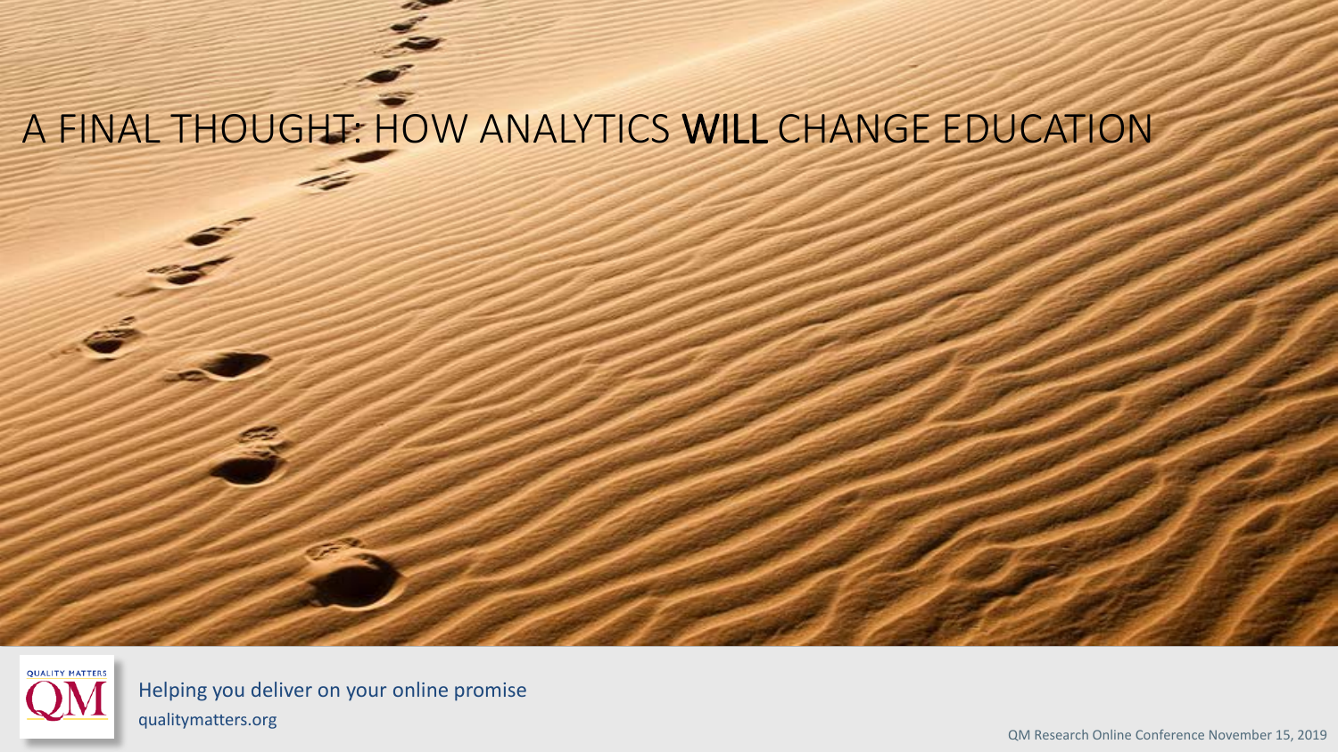# A FINAL THOUGHT: HOW ANALYTICS **WILL** CHANGE EDUCATION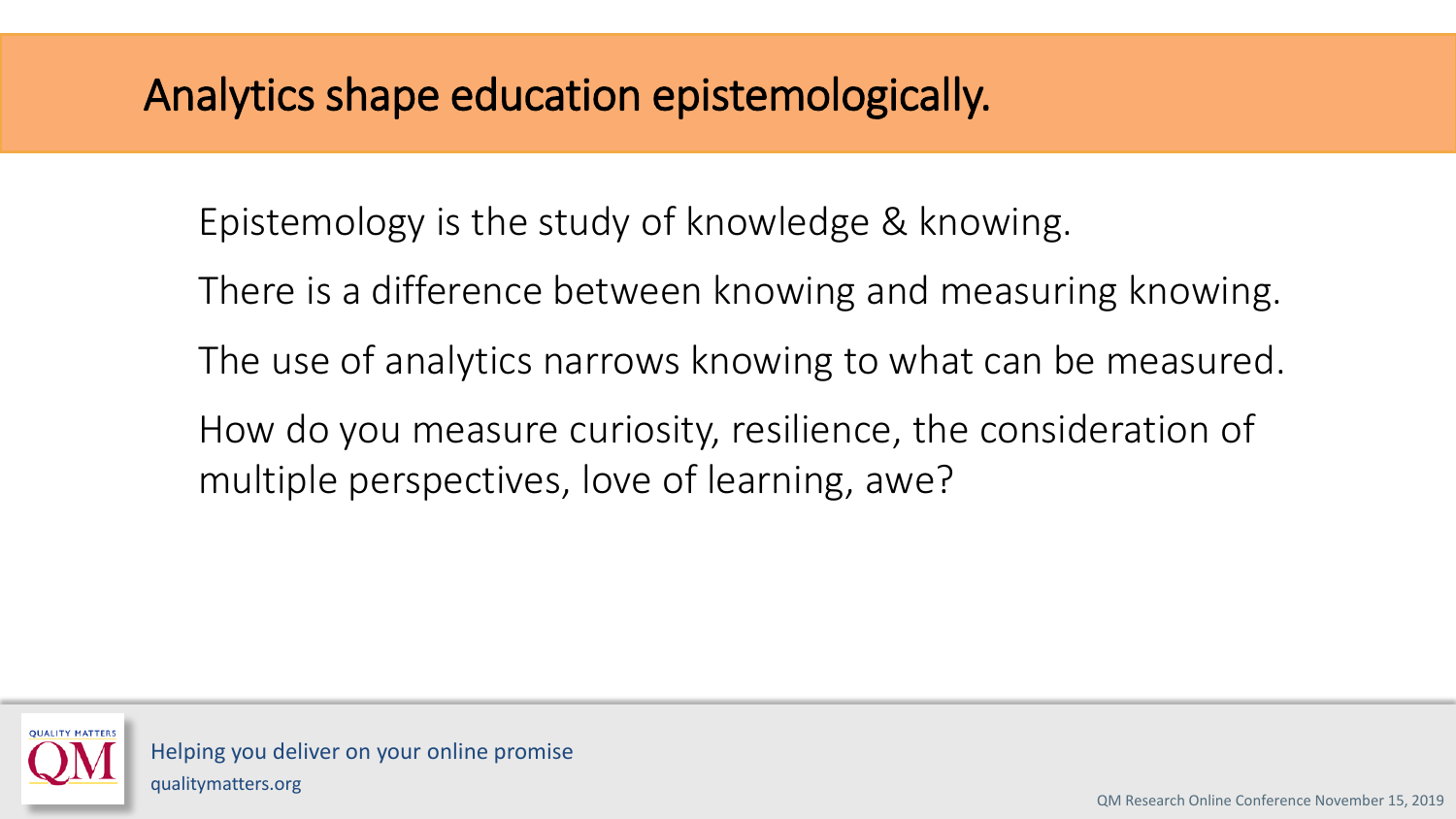# Analytics shape education epistemologically.

Epistemology is the study of knowledge & knowing.

There is a difference between knowing and measuring knowing.

The use of analytics narrows knowing to what can be measured.

How do you measure curiosity, resilience, the consideration of multiple perspectives, love of learning, awe?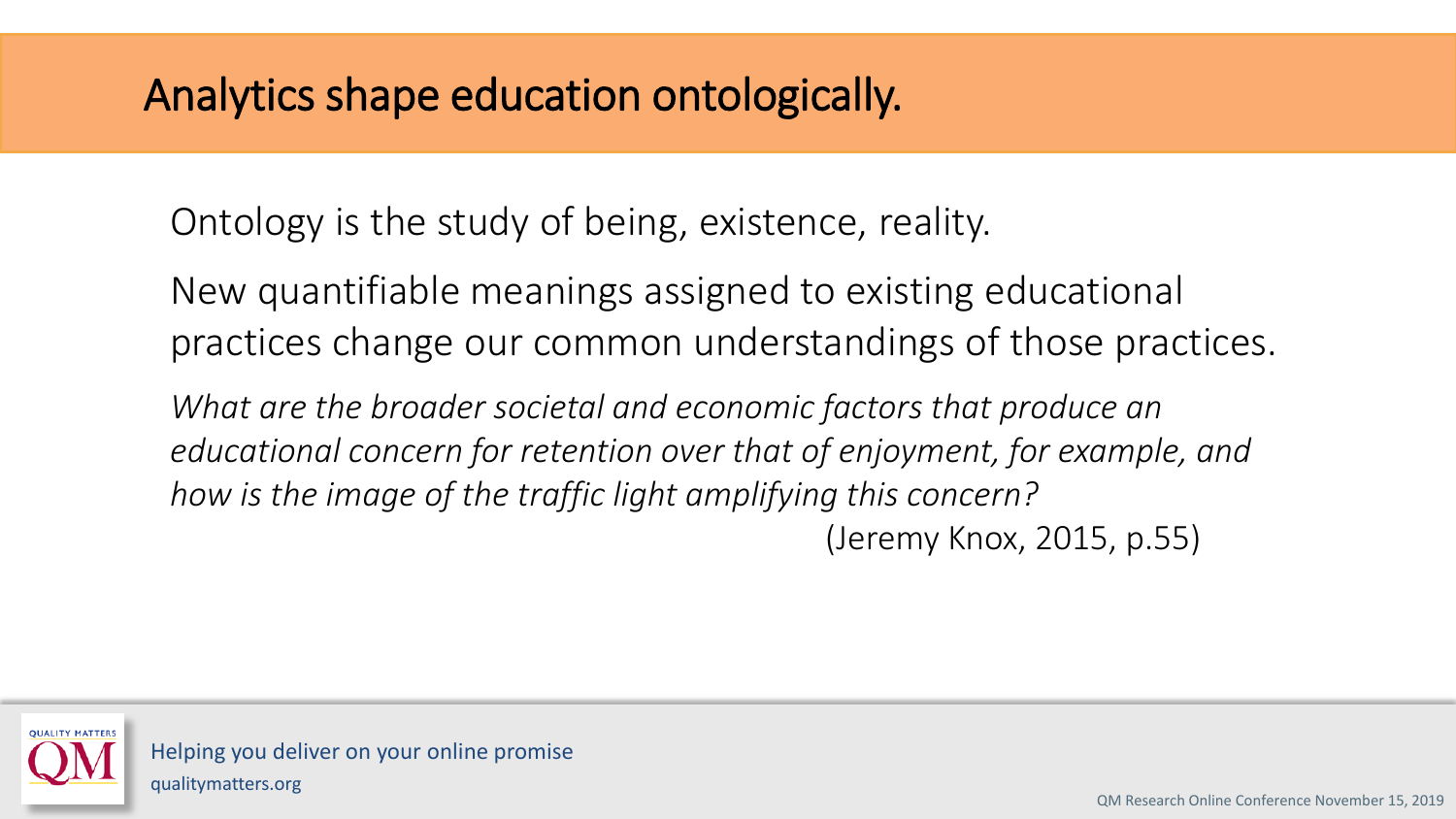# Analytics shape education ontologically.

Ontology is the study of being, existence, reality.

New quantifiable meanings assigned to existing educational practices change our common understandings of those practices.

*What are the broader societal and economic factors that produce an educational concern for retention over that of enjoyment, for example, and how is the image of the traffic light amplifying this concern?*

(Jeremy Knox, 2015, p.55)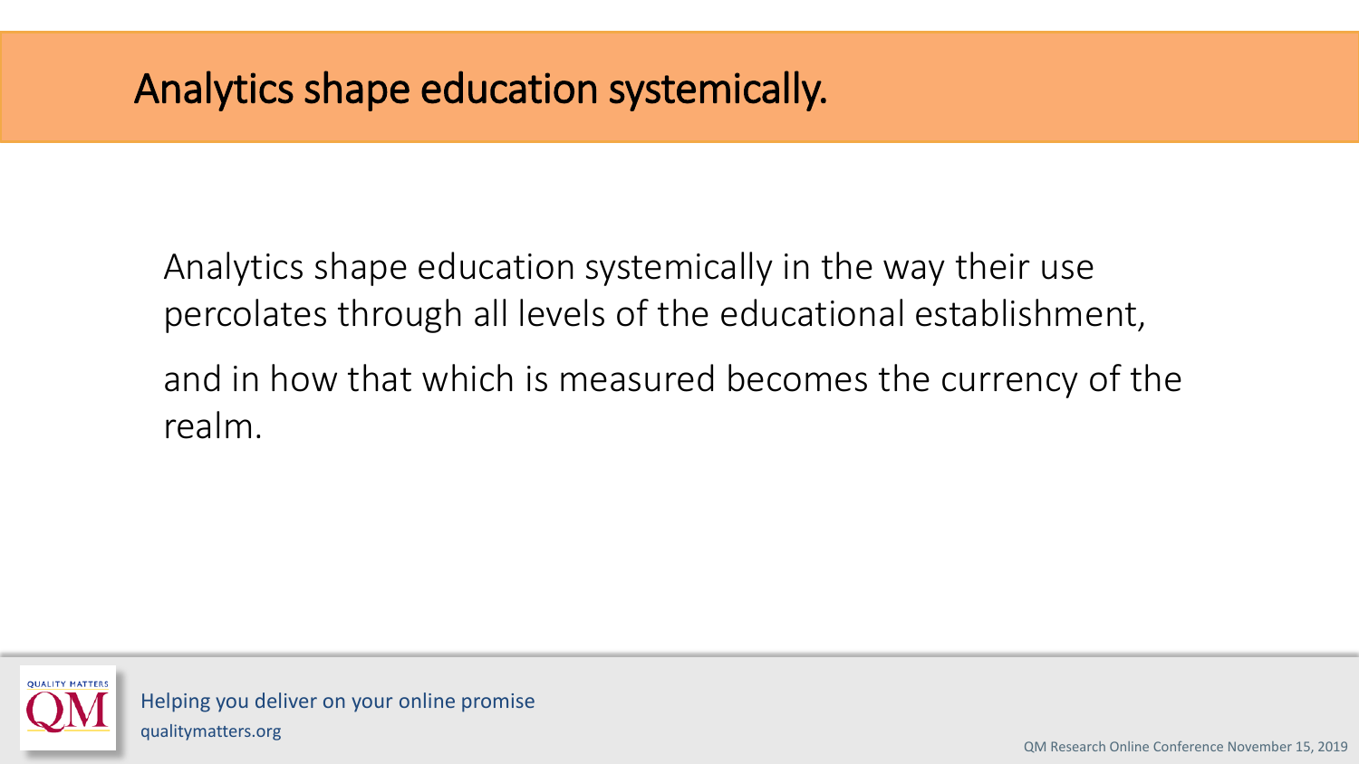# Analytics shape education systemically.

Analytics shape education systemically in the way their use percolates through all levels of the educational establishment,

and in how that which is measured becomes the currency of the realm.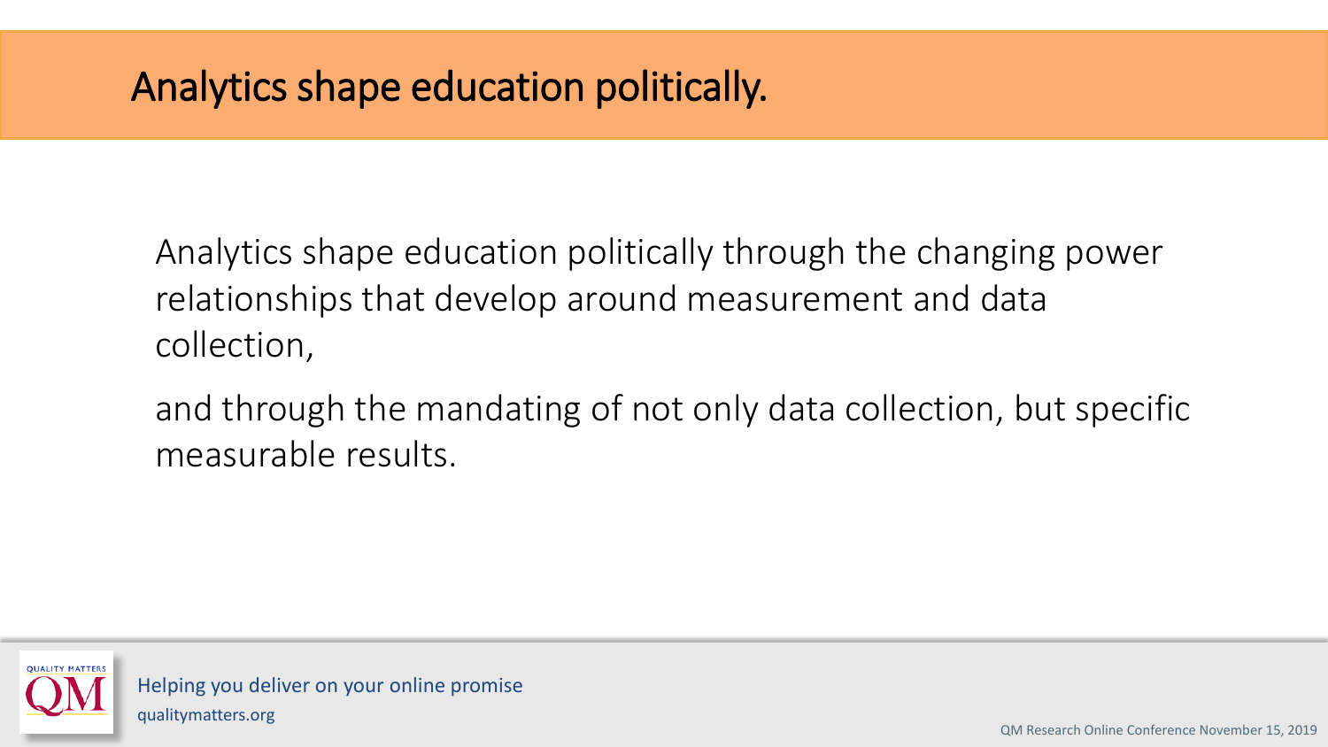# Analytics shape education politically.

Analytics shape education politically through the changing power relationships that develop around measurement and data collection,

and through the mandating of not only data collection, but specific measurable results.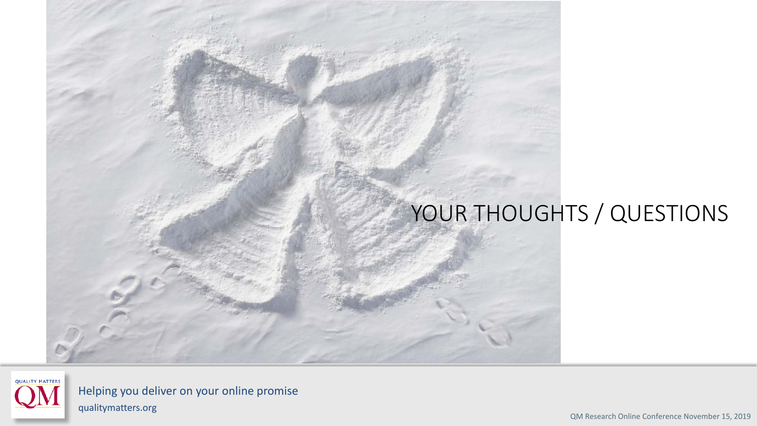# YOUR THOUGHTS / QUESTIONS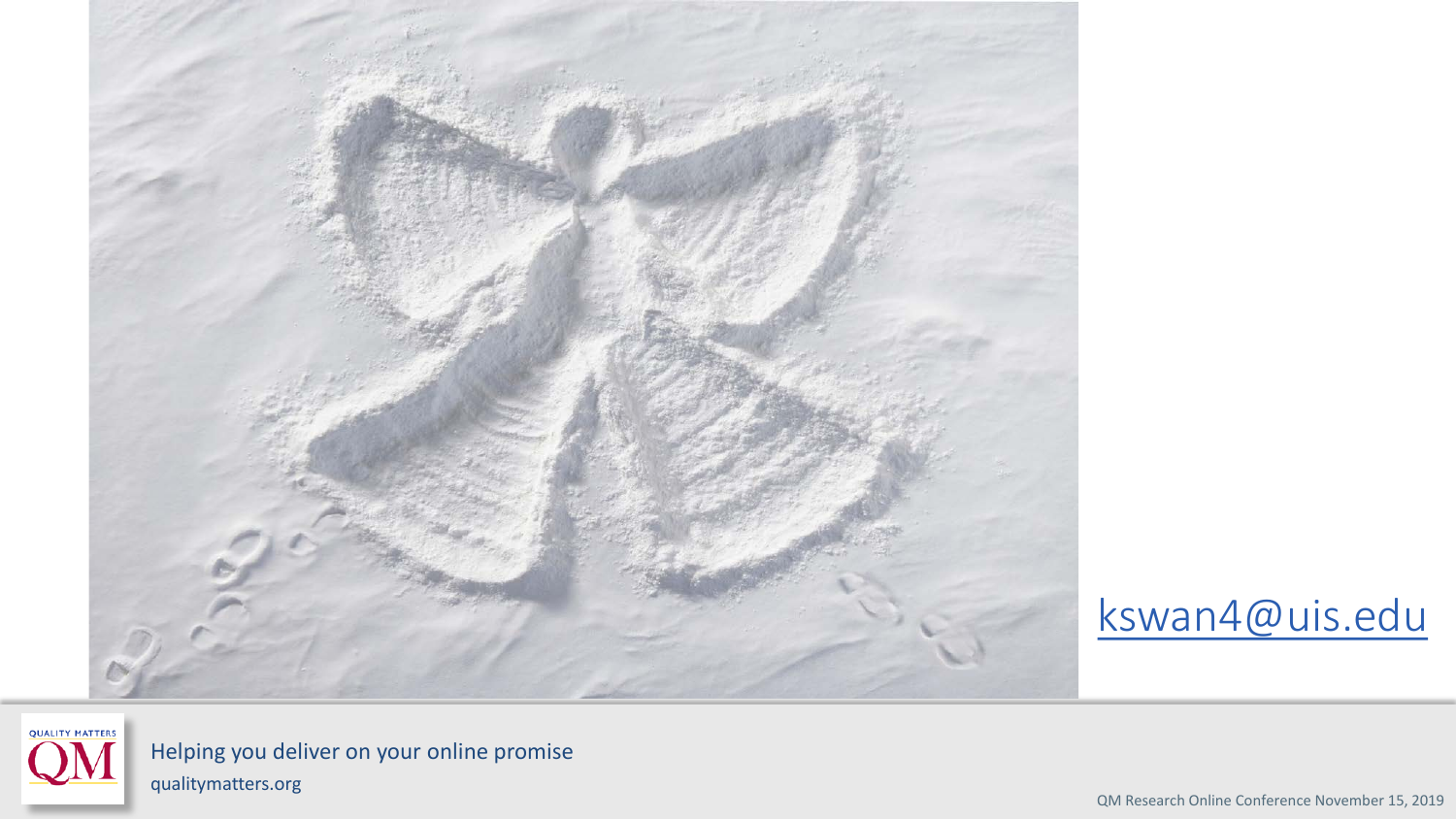[kswan4@uis.edu](mailto:kswan4@uis.edu)